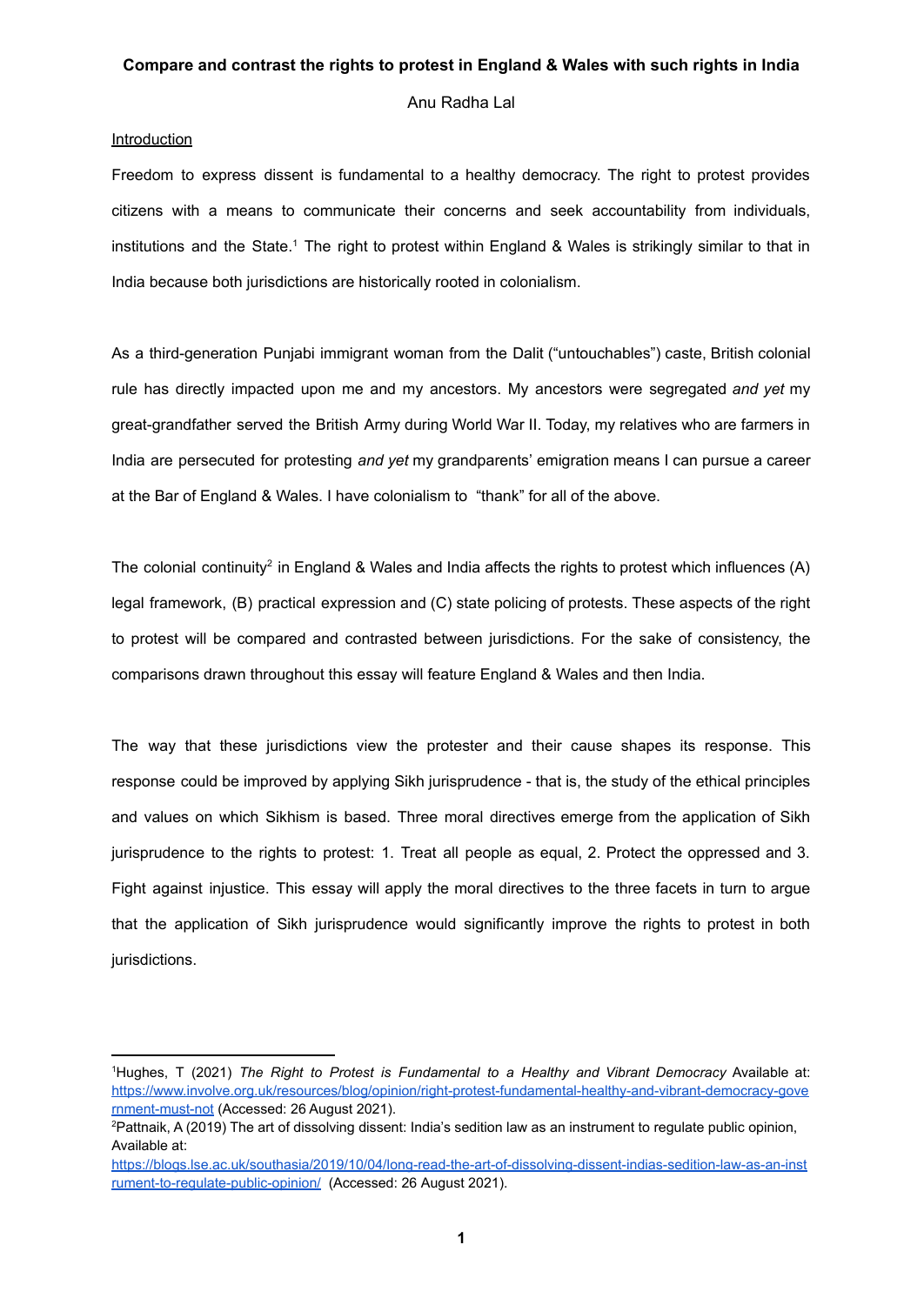**Compare and contrast the rights to protest in England & Wales with such rights in India**

Anu Radha Lal

<u>Introduction</u>

Freedom to express dissent is fundamental to a healthy democracy. The right to protest provides citizens with a means to communicate their concerns and seek accountability from individuals, institutions and the State.[1] The right to protest within England & Wales is strikingly similar to that in India because both jurisdictions are historically rooted in colonialism.

As a third-generation Punjabi immigrant woman from the Dalit ("untouchables") caste, British colonial rule has directly impacted upon me and my ancestors. My ancestors were segregated *and yet* my great-grandfather served the British Army during World War II. Today, my relatives who are farmers in India are persecuted for protesting *and yet* my grandparents' emigration means I can pursue a career at the Bar of England & Wales. I have colonialism to "thank" for all of the above.

The colonial continuity[2] in England & Wales and India affects the rights to protest which influences (A) legal framework, (B) practical expression and (C) state policing of protests. These aspects of the right to protest will be compared and contrasted between jurisdictions. For the sake of consistency, the comparisons drawn throughout this essay will feature England & Wales and then India.

The way that these jurisdictions view the protester and their cause shapes its response. This response could be improved by applying Sikh jurisprudence - that is, the study of the ethical principles and values on which Sikhism is based. Three moral directives emerge from the application of Sikh jurisprudence to the rights to protest: 1. Treat all people as equal, 2. Protect the oppressed and 3. Fight against injustice. This essay will apply the moral directives to the three facets in turn to argue that the application of Sikh jurisprudence would significantly improve the rights to protest in both jurisdictions.

---

[1] Hughes, T (2021) *The Right to Protest is Fundamental to a Healthy and Vibrant Democracy* Available at: https://www.involve.org.uk/resources/blog/opinion/right-protest-fundamental-healthy-and-vibrant-democracy-government-must-not (Accessed: 26 August 2021).

[2] Pattnaik, A (2019) The art of dissolving dissent: India's sedition law as an instrument to regulate public opinion, Available at: https://blogs.lse.ac.uk/southasia/2019/10/04/long-read-the-art-of-dissolving-dissent-indias-sedition-law-as-an-instrument-to-regulate-public-opinion/ (Accessed: 26 August 2021).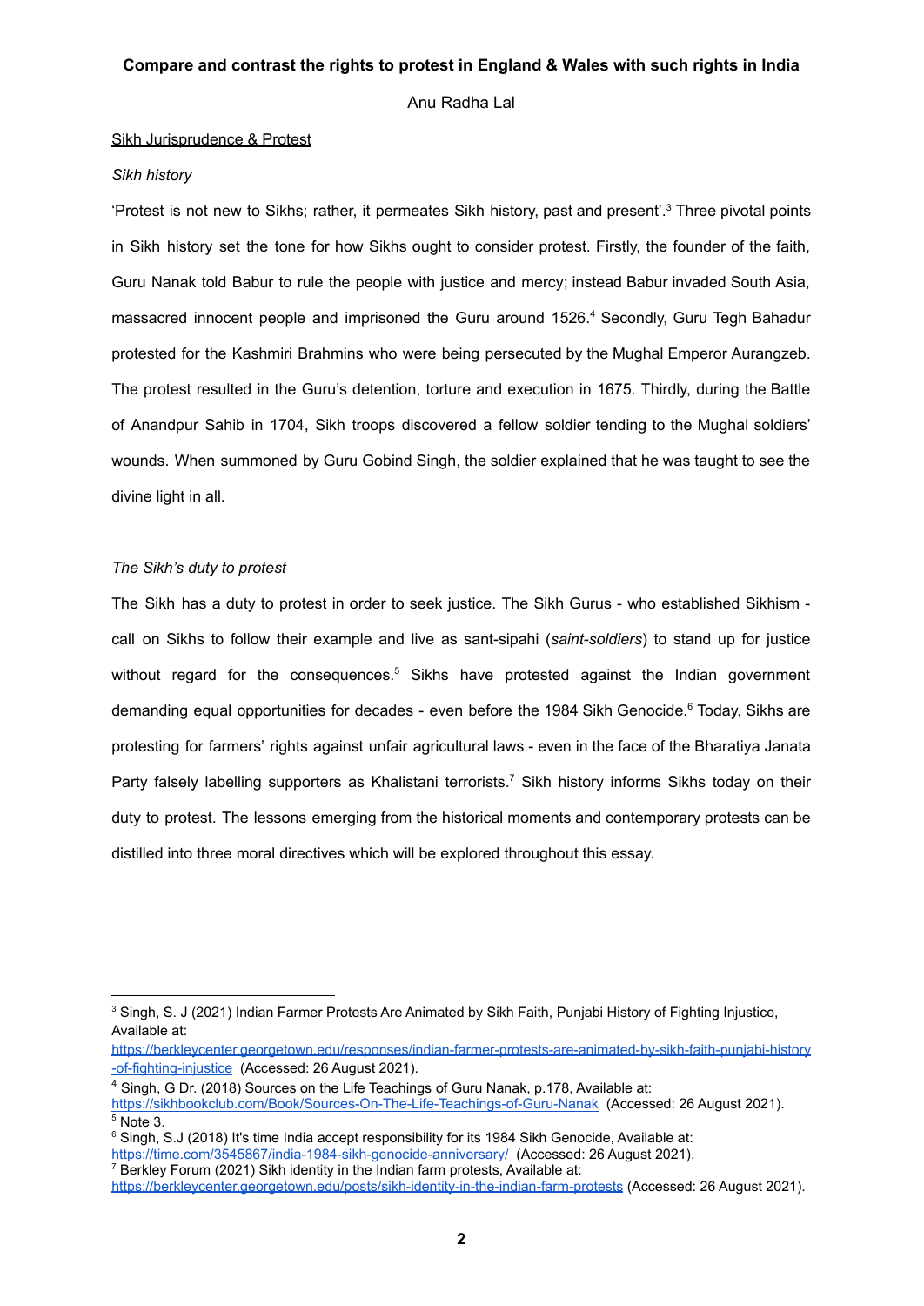**Compare and contrast the rights to protest in England & Wales with such rights in India**

Anu Radha Lal

<u>Sikh Jurisprudence & Protest</u>

*Sikh history*

'Protest is not new to Sikhs; rather, it permeates Sikh history, past and present'.[3] Three pivotal points in Sikh history set the tone for how Sikhs ought to consider protest. Firstly, the founder of the faith, Guru Nanak told Babur to rule the people with justice and mercy; instead Babur invaded South Asia, massacred innocent people and imprisoned the Guru around 1526.[4] Secondly, Guru Tegh Bahadur protested for the Kashmiri Brahmins who were being persecuted by the Mughal Emperor Aurangzeb. The protest resulted in the Guru's detention, torture and execution in 1675. Thirdly, during the Battle of Anandpur Sahib in 1704, Sikh troops discovered a fellow soldier tending to the Mughal soldiers' wounds. When summoned by Guru Gobind Singh, the soldier explained that he was taught to see the divine light in all.

*The Sikh's duty to protest*

The Sikh has a duty to protest in order to seek justice. The Sikh Gurus - who established Sikhism - call on Sikhs to follow their example and live as sant-sipahi (*saint-soldiers*) to stand up for justice without regard for the consequences.[5] Sikhs have protested against the Indian government demanding equal opportunities for decades - even before the 1984 Sikh Genocide.[6] Today, Sikhs are protesting for farmers' rights against unfair agricultural laws - even in the face of the Bharatiya Janata Party falsely labelling supporters as Khalistani terrorists.[7] Sikh history informs Sikhs today on their duty to protest. The lessons emerging from the historical moments and contemporary protests can be distilled into three moral directives which will be explored throughout this essay.

---

[3] Singh, S. J (2021) Indian Farmer Protests Are Animated by Sikh Faith, Punjabi History of Fighting Injustice, Available at: https://berkleycenter.georgetown.edu/responses/indian-farmer-protests-are-animated-by-sikh-faith-punjabi-history-of-fighting-injustice (Accessed: 26 August 2021).

[4] Singh, G Dr. (2018) Sources on the Life Teachings of Guru Nanak, p.178, Available at: https://sikhbookclub.com/Book/Sources-On-The-Life-Teachings-of-Guru-Nanak (Accessed: 26 August 2021).

[5] Note 3.

[6] Singh, S.J (2018) It's time India accept responsibility for its 1984 Sikh Genocide, Available at: https://time.com/3545867/india-1984-sikh-genocide-anniversary/ (Accessed: 26 August 2021).

[7] Berkley Forum (2021) Sikh identity in the Indian farm protests, Available at: https://berkleycenter.georgetown.edu/posts/sikh-identity-in-the-indian-farm-protests (Accessed: 26 August 2021).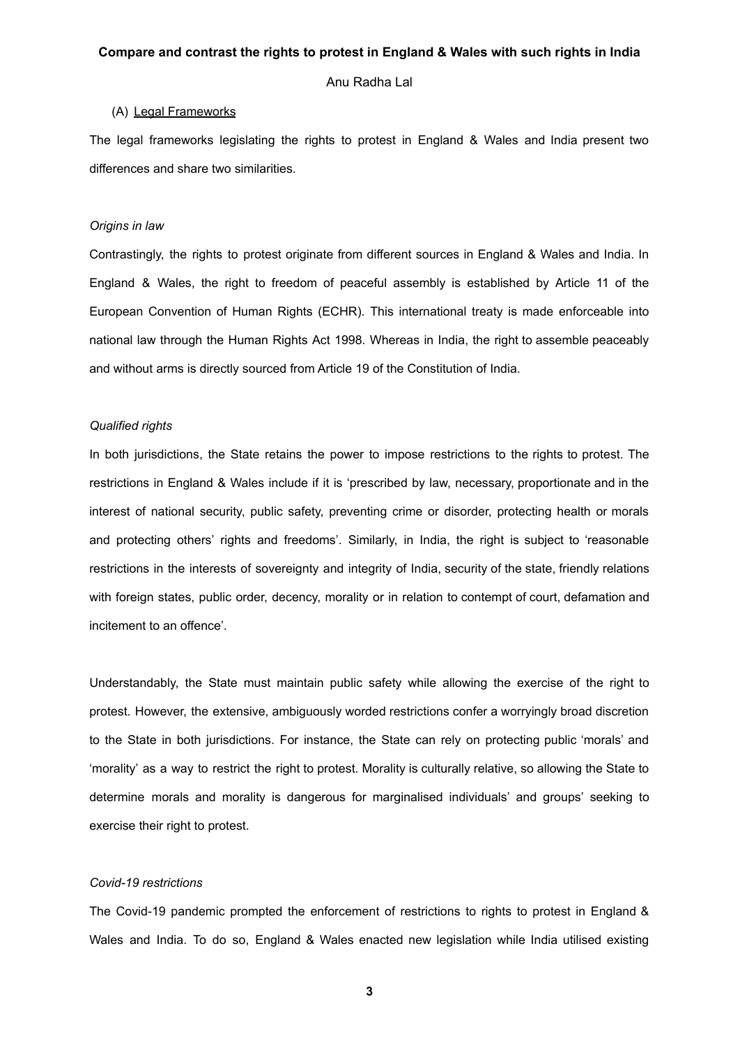**Compare and contrast the rights to protest in England & Wales with such rights in India**

Anu Radha Lal

(A) Legal Frameworks

The legal frameworks legislating the rights to protest in England & Wales and India present two differences and share two similarities.

*Origins in law*

Contrastingly, the rights to protest originate from different sources in England & Wales and India. In England & Wales, the right to freedom of peaceful assembly is established by Article 11 of the European Convention of Human Rights (ECHR). This international treaty is made enforceable into national law through the Human Rights Act 1998. Whereas in India, the right to assemble peaceably and without arms is directly sourced from Article 19 of the Constitution of India.

*Qualified rights*

In both jurisdictions, the State retains the power to impose restrictions to the rights to protest. The restrictions in England & Wales include if it is 'prescribed by law, necessary, proportionate and in the interest of national security, public safety, preventing crime or disorder, protecting health or morals and protecting others' rights and freedoms'. Similarly, in India, the right is subject to 'reasonable restrictions in the interests of sovereignty and integrity of India, security of the state, friendly relations with foreign states, public order, decency, morality or in relation to contempt of court, defamation and incitement to an offence'.

Understandably, the State must maintain public safety while allowing the exercise of the right to protest. However, the extensive, ambiguously worded restrictions confer a worryingly broad discretion to the State in both jurisdictions. For instance, the State can rely on protecting public 'morals' and 'morality' as a way to restrict the right to protest. Morality is culturally relative, so allowing the State to determine morals and morality is dangerous for marginalised individuals' and groups' seeking to exercise their right to protest.

*Covid-19 restrictions*

The Covid-19 pandemic prompted the enforcement of restrictions to rights to protest in England & Wales and India. To do so, England & Wales enacted new legislation while India utilised existing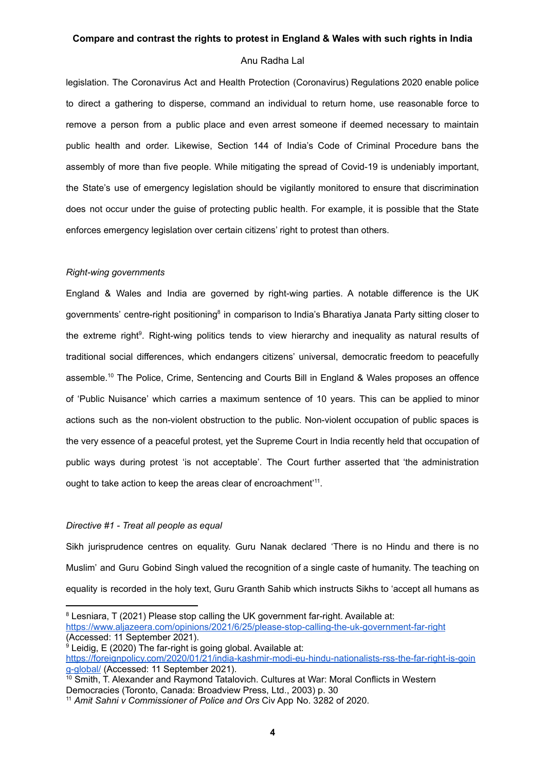legislation. The Coronavirus Act and Health Protection (Coronavirus) Regulations 2020 enable police to direct a gathering to disperse, command an individual to return home, use reasonable force to remove a person from a public place and even arrest someone if deemed necessary to maintain public health and order. Likewise, Section 144 of India's Code of Criminal Procedure bans the assembly of more than five people. While mitigating the spread of Covid-19 is undeniably important, the State's use of emergency legislation should be vigilantly monitored to ensure that discrimination does not occur under the guise of protecting public health. For example, it is possible that the State enforces emergency legislation over certain citizens' right to protest than others.

*Right-wing governments*

England & Wales and India are governed by right-wing parties. A notable difference is the UK governments' centre-right positioning[8] in comparison to India's Bharatiya Janata Party sitting closer to the extreme right[9]. Right-wing politics tends to view hierarchy and inequality as natural results of traditional social differences, which endangers citizens' universal, democratic freedom to peacefully assemble.[10] The Police, Crime, Sentencing and Courts Bill in England & Wales proposes an offence of 'Public Nuisance' which carries a maximum sentence of 10 years. This can be applied to minor actions such as the non-violent obstruction to the public. Non-violent occupation of public spaces is the very essence of a peaceful protest, yet the Supreme Court in India recently held that occupation of public ways during protest 'is not acceptable'. The Court further asserted that 'the administration ought to take action to keep the areas clear of encroachment'[11].

*Directive #1 - Treat all people as equal*

Sikh jurisprudence centres on equality. Guru Nanak declared 'There is no Hindu and there is no Muslim' and Guru Gobind Singh valued the recognition of a single caste of humanity. The teaching on equality is recorded in the holy text, Guru Granth Sahib which instructs Sikhs to 'accept all humans as

---

[8] Lesniara, T (2021) Please stop calling the UK government far-right. Available at: https://www.aljazeera.com/opinions/2021/6/25/please-stop-calling-the-uk-government-far-right (Accessed: 11 September 2021).

[9] Leidig, E (2020) The far-right is going global. Available at: https://foreignpolicy.com/2020/01/21/india-kashmir-modi-eu-hindu-nationalists-rss-the-far-right-is-going-global/ (Accessed: 11 September 2021).

[10] Smith, T. Alexander and Raymond Tatalovich. Cultures at War: Moral Conflicts in Western Democracies (Toronto, Canada: Broadview Press, Ltd., 2003) p. 30

[11] *Amit Sahni v Commissioner of Police and Ors* Civ App No. 3282 of 2020.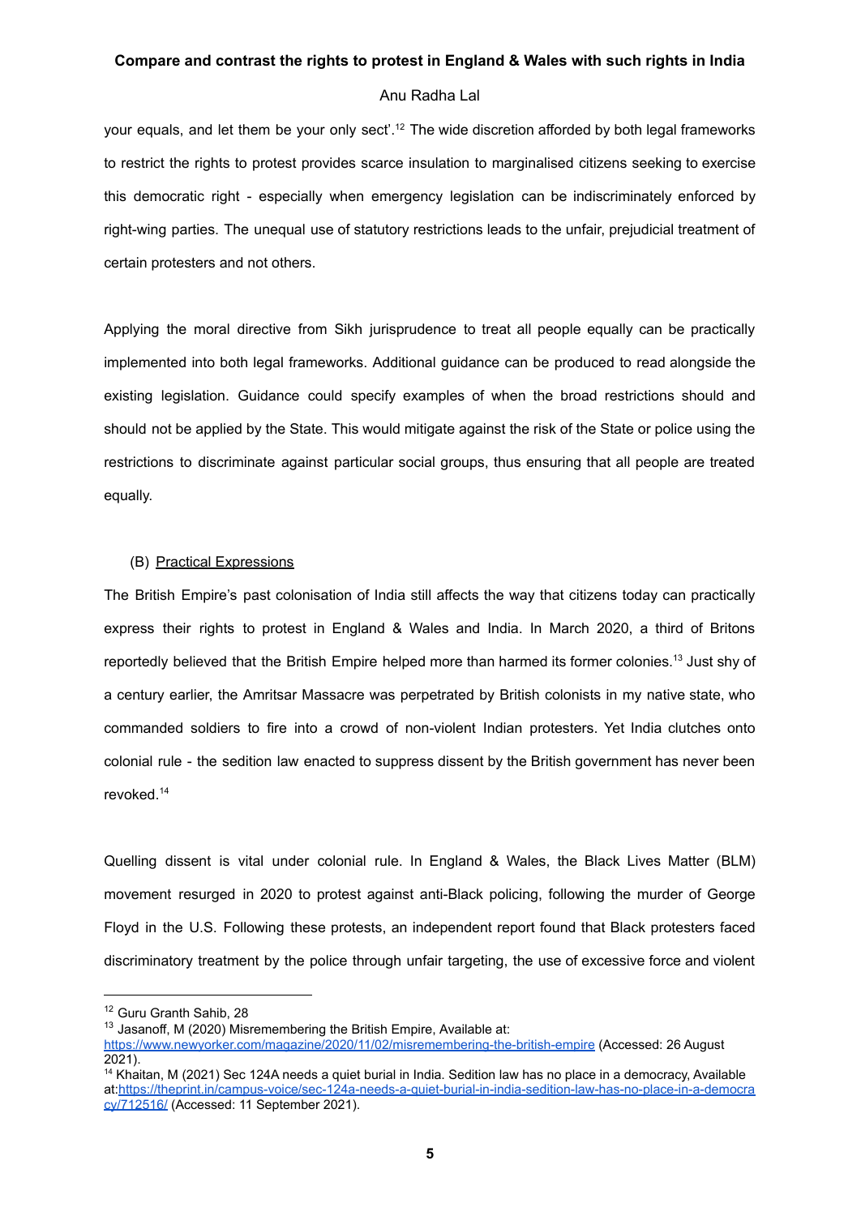your equals, and let them be your only sect'.[12] The wide discretion afforded by both legal frameworks to restrict the rights to protest provides scarce insulation to marginalised citizens seeking to exercise this democratic right - especially when emergency legislation can be indiscriminately enforced by right-wing parties. The unequal use of statutory restrictions leads to the unfair, prejudicial treatment of certain protesters and not others.

Applying the moral directive from Sikh jurisprudence to treat all people equally can be practically implemented into both legal frameworks. Additional guidance can be produced to read alongside the existing legislation. Guidance could specify examples of when the broad restrictions should and should not be applied by the State. This would mitigate against the risk of the State or police using the restrictions to discriminate against particular social groups, thus ensuring that all people are treated equally.

(B) Practical Expressions

The British Empire's past colonisation of India still affects the way that citizens today can practically express their rights to protest in England & Wales and India. In March 2020, a third of Britons reportedly believed that the British Empire helped more than harmed its former colonies.[13] Just shy of a century earlier, the Amritsar Massacre was perpetrated by British colonists in my native state, who commanded soldiers to fire into a crowd of non-violent Indian protesters. Yet India clutches onto colonial rule - the sedition law enacted to suppress dissent by the British government has never been revoked.[14]

Quelling dissent is vital under colonial rule. In England & Wales, the Black Lives Matter (BLM) movement resurged in 2020 to protest against anti-Black policing, following the murder of George Floyd in the U.S. Following these protests, an independent report found that Black protesters faced discriminatory treatment by the police through unfair targeting, the use of excessive force and violent

---

[12] Guru Granth Sahib, 28

[13] Jasanoff, M (2020) Misremembering the British Empire, Available at: https://www.newyorker.com/magazine/2020/11/02/misremembering-the-british-empire (Accessed: 26 August 2021).

[14] Khaitan, M (2021) Sec 124A needs a quiet burial in India. Sedition law has no place in a democracy, Available at: https://theprint.in/campus-voice/sec-124a-needs-a-quiet-burial-in-india-sedition-law-has-no-place-in-a-democracy/712516/ (Accessed: 11 September 2021).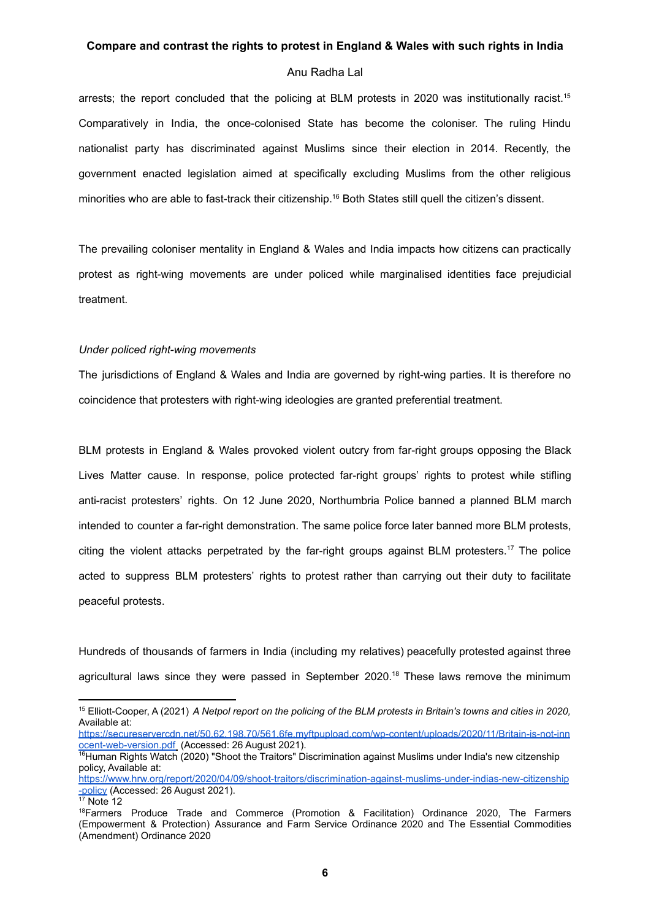arrests; the report concluded that the policing at BLM protests in 2020 was institutionally racist.[15] Comparatively in India, the once-colonised State has become the coloniser. The ruling Hindu nationalist party has discriminated against Muslims since their election in 2014. Recently, the government enacted legislation aimed at specifically excluding Muslims from the other religious minorities who are able to fast-track their citizenship.[16] Both States still quell the citizen's dissent.

The prevailing coloniser mentality in England & Wales and India impacts how citizens can practically protest as right-wing movements are under policed while marginalised identities face prejudicial treatment.

*Under policed right-wing movements*

The jurisdictions of England & Wales and India are governed by right-wing parties. It is therefore no coincidence that protesters with right-wing ideologies are granted preferential treatment.

BLM protests in England & Wales provoked violent outcry from far-right groups opposing the Black Lives Matter cause. In response, police protected far-right groups' rights to protest while stifling anti-racist protesters' rights. On 12 June 2020, Northumbria Police banned a planned BLM march intended to counter a far-right demonstration. The same police force later banned more BLM protests, citing the violent attacks perpetrated by the far-right groups against BLM protesters.[17] The police acted to suppress BLM protesters' rights to protest rather than carrying out their duty to facilitate peaceful protests.

Hundreds of thousands of farmers in India (including my relatives) peacefully protested against three agricultural laws since they were passed in September 2020.[18] These laws remove the minimum

---

[15] Elliott-Cooper, A (2021) *A Netpol report on the policing of the BLM protests in Britain's towns and cities in 2020,* Available at: https://secureservercdn.net/50.62.198.70/561.6fe.myftpupload.com/wp-content/uploads/2020/11/Britain-is-not-innocent-web-version.pdf (Accessed: 26 August 2021).

[16] Human Rights Watch (2020) "Shoot the Traitors" Discrimination against Muslims under India's new citzenship policy, Available at: https://www.hrw.org/report/2020/04/09/shoot-traitors/discrimination-against-muslims-under-indias-new-citizenship-policy (Accessed: 26 August 2021).

[17] Note 12

[18] Farmers Produce Trade and Commerce (Promotion & Facilitation) Ordinance 2020, The Farmers (Empowerment & Protection) Assurance and Farm Service Ordinance 2020 and The Essential Commodities (Amendment) Ordinance 2020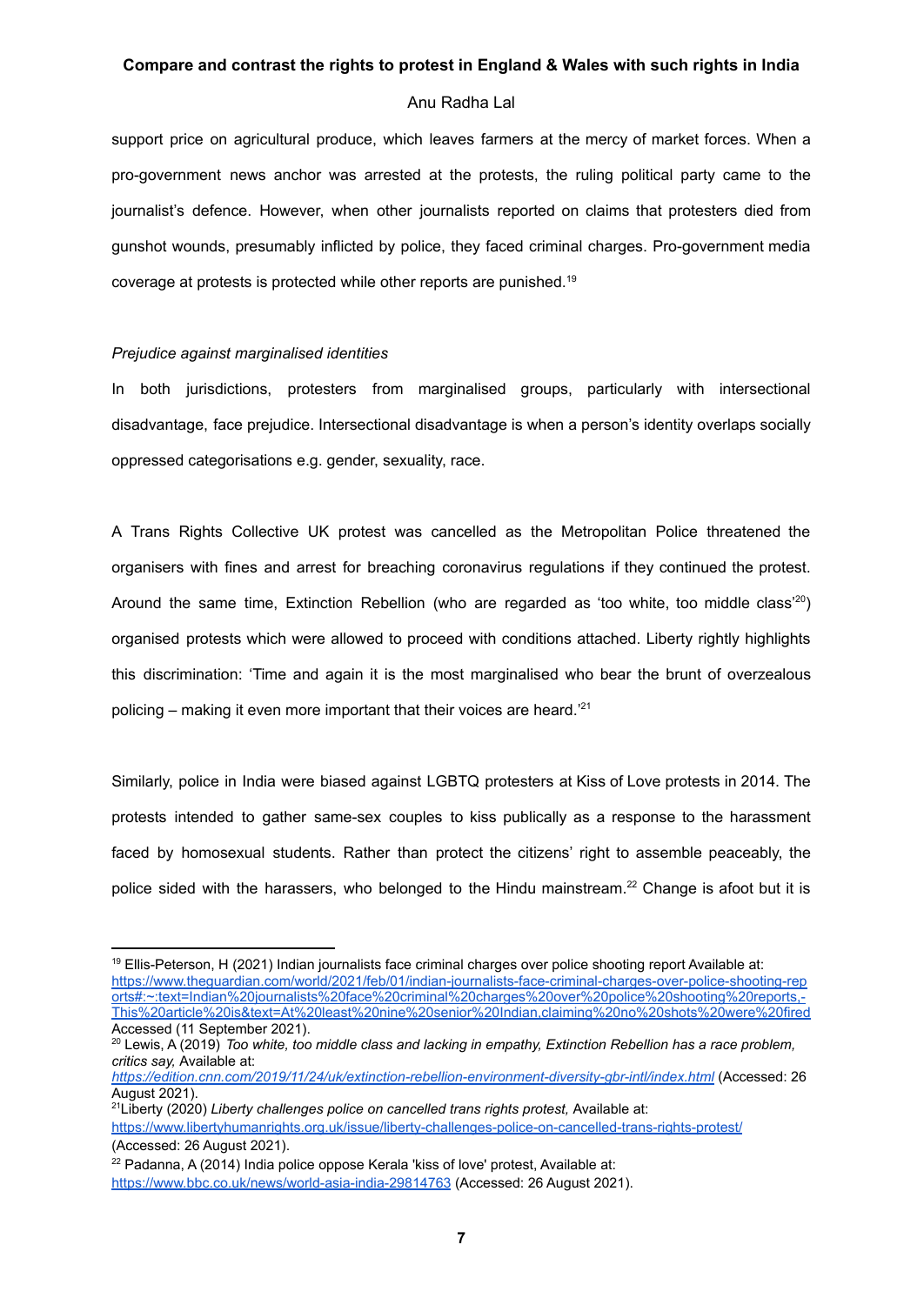support price on agricultural produce, which leaves farmers at the mercy of market forces. When a pro-government news anchor was arrested at the protests, the ruling political party came to the journalist's defence. However, when other journalists reported on claims that protesters died from gunshot wounds, presumably inflicted by police, they faced criminal charges. Pro-government media coverage at protests is protected while other reports are punished.[19]

*Prejudice against marginalised identities*

In both jurisdictions, protesters from marginalised groups, particularly with intersectional disadvantage, face prejudice. Intersectional disadvantage is when a person's identity overlaps socially oppressed categorisations e.g. gender, sexuality, race.

A Trans Rights Collective UK protest was cancelled as the Metropolitan Police threatened the organisers with fines and arrest for breaching coronavirus regulations if they continued the protest. Around the same time, Extinction Rebellion (who are regarded as 'too white, too middle class'[20]) organised protests which were allowed to proceed with conditions attached. Liberty rightly highlights this discrimination: 'Time and again it is the most marginalised who bear the brunt of overzealous policing – making it even more important that their voices are heard.'[21]

Similarly, police in India were biased against LGBTQ protesters at Kiss of Love protests in 2014. The protests intended to gather same-sex couples to kiss publically as a response to the harassment faced by homosexual students. Rather than protect the citizens' right to assemble peaceably, the police sided with the harassers, who belonged to the Hindu mainstream.[22] Change is afoot but it is

---

[19] Ellis-Peterson, H (2021) Indian journalists face criminal charges over police shooting report Available at: https://www.theguardian.com/world/2021/feb/01/indian-journalists-face-criminal-charges-over-police-shooting-reports#:~:text=Indian%20journalists%20face%20criminal%20charges%20over%20police%20shooting%20reports,-This%20article%20is&text=At%20least%20nine%20senior%20Indian,claiming%20no%20shots%20were%20fired Accessed (11 September 2021).

[20] Lewis, A (2019) *Too white, too middle class and lacking in empathy, Extinction Rebellion has a race problem, critics say,* Available at: *https://edition.cnn.com/2019/11/24/uk/extinction-rebellion-environment-diversity-gbr-intl/index.html* (Accessed: 26 August 2021).

[21] Liberty (2020) *Liberty challenges police on cancelled trans rights protest,* Available at: https://www.libertyhumanrights.org.uk/issue/liberty-challenges-police-on-cancelled-trans-rights-protest/ (Accessed: 26 August 2021).

[22] Padanna, A (2014) India police oppose Kerala 'kiss of love' protest, Available at: https://www.bbc.co.uk/news/world-asia-india-29814763 (Accessed: 26 August 2021).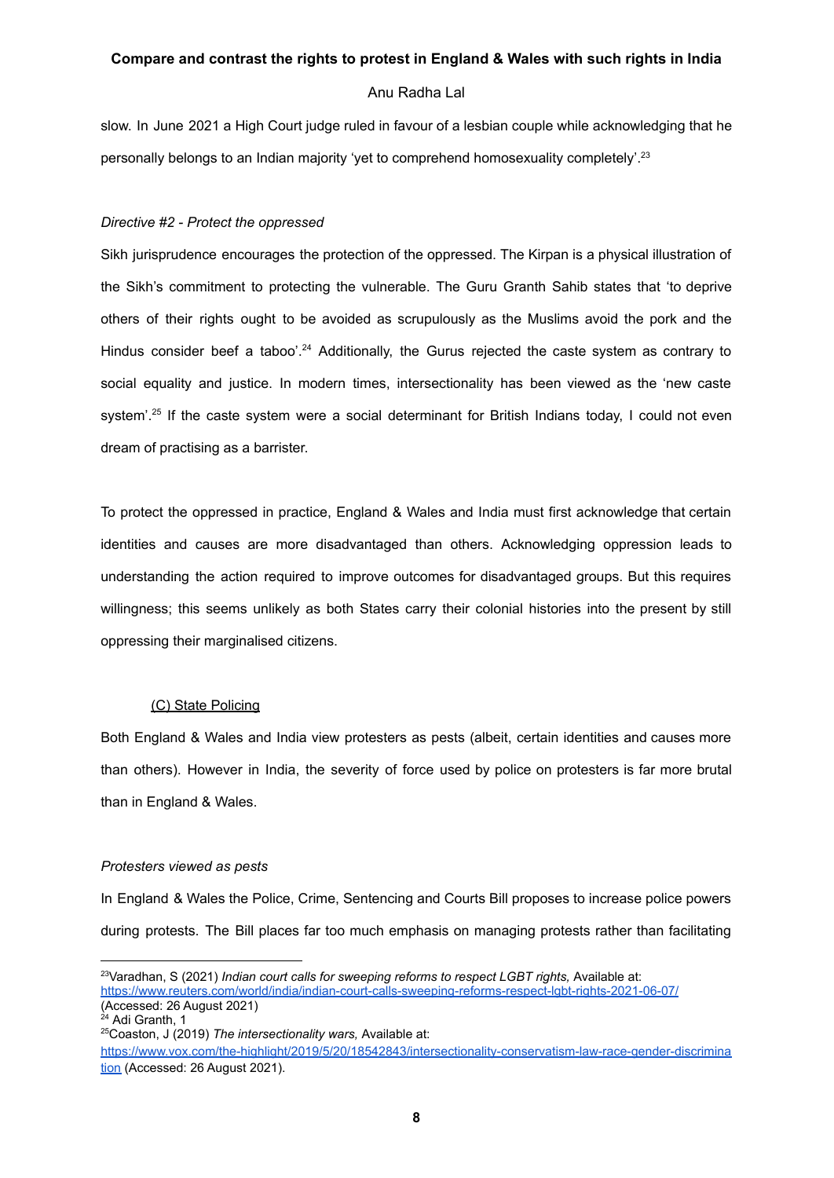slow. In June 2021 a High Court judge ruled in favour of a lesbian couple while acknowledging that he personally belongs to an Indian majority 'yet to comprehend homosexuality completely'.[23]

*Directive #2 - Protect the oppressed*

Sikh jurisprudence encourages the protection of the oppressed. The Kirpan is a physical illustration of the Sikh's commitment to protecting the vulnerable. The Guru Granth Sahib states that 'to deprive others of their rights ought to be avoided as scrupulously as the Muslims avoid the pork and the Hindus consider beef a taboo'.[24] Additionally, the Gurus rejected the caste system as contrary to social equality and justice. In modern times, intersectionality has been viewed as the 'new caste system'.[25] If the caste system were a social determinant for British Indians today, I could not even dream of practising as a barrister.

To protect the oppressed in practice, England & Wales and India must first acknowledge that certain identities and causes are more disadvantaged than others. Acknowledging oppression leads to understanding the action required to improve outcomes for disadvantaged groups. But this requires willingness; this seems unlikely as both States carry their colonial histories into the present by still oppressing their marginalised citizens.

### (C) State Policing

Both England & Wales and India view protesters as pests (albeit, certain identities and causes more than others). However in India, the severity of force used by police on protesters is far more brutal than in England & Wales.

*Protesters viewed as pests*

In England & Wales the Police, Crime, Sentencing and Courts Bill proposes to increase police powers during protests. The Bill places far too much emphasis on managing protests rather than facilitating

---

[23] Varadhan, S (2021) *Indian court calls for sweeping reforms to respect LGBT rights,* Available at: https://www.reuters.com/world/india/indian-court-calls-sweeping-reforms-respect-lgbt-rights-2021-06-07/ (Accessed: 26 August 2021)

[24] Adi Granth, 1

[25] Coaston, J (2019) *The intersectionality wars,* Available at: https://www.vox.com/the-highlight/2019/5/20/18542843/intersectionality-conservatism-law-race-gender-discrimination (Accessed: 26 August 2021).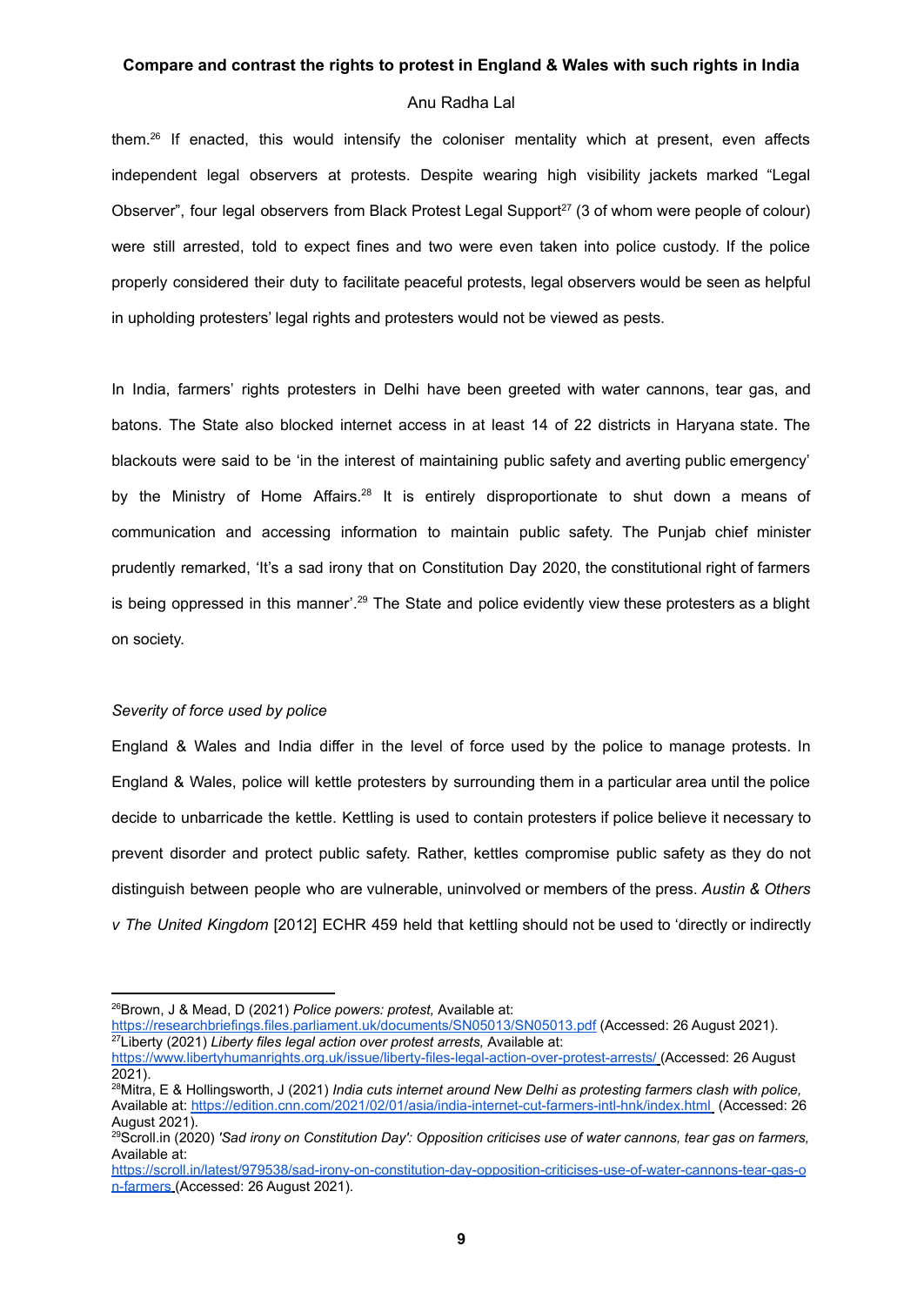them.[26] If enacted, this would intensify the coloniser mentality which at present, even affects independent legal observers at protests. Despite wearing high visibility jackets marked "Legal Observer", four legal observers from Black Protest Legal Support[27] (3 of whom were people of colour) were still arrested, told to expect fines and two were even taken into police custody. If the police properly considered their duty to facilitate peaceful protests, legal observers would be seen as helpful in upholding protesters' legal rights and protesters would not be viewed as pests.

In India, farmers' rights protesters in Delhi have been greeted with water cannons, tear gas, and batons. The State also blocked internet access in at least 14 of 22 districts in Haryana state. The blackouts were said to be 'in the interest of maintaining public safety and averting public emergency' by the Ministry of Home Affairs.[28] It is entirely disproportionate to shut down a means of communication and accessing information to maintain public safety. The Punjab chief minister prudently remarked, 'It's a sad irony that on Constitution Day 2020, the constitutional right of farmers is being oppressed in this manner'.[29] The State and police evidently view these protesters as a blight on society.

*Severity of force used by police*

England & Wales and India differ in the level of force used by the police to manage protests. In England & Wales, police will kettle protesters by surrounding them in a particular area until the police decide to unbarricade the kettle. Kettling is used to contain protesters if police believe it necessary to prevent disorder and protect public safety. Rather, kettles compromise public safety as they do not distinguish between people who are vulnerable, uninvolved or members of the press. *Austin & Others v The United Kingdom* [2012] ECHR 459 held that kettling should not be used to 'directly or indirectly

---

[26] Brown, J & Mead, D (2021) *Police powers: protest,* Available at: https://researchbriefings.files.parliament.uk/documents/SN05013/SN05013.pdf (Accessed: 26 August 2021).

[27] Liberty (2021) *Liberty files legal action over protest arrests,* Available at: https://www.libertyhumanrights.org.uk/issue/liberty-files-legal-action-over-protest-arrests/ (Accessed: 26 August 2021).

[28] Mitra, E & Hollingsworth, J (2021) *India cuts internet around New Delhi as protesting farmers clash with police,* Available at: https://edition.cnn.com/2021/02/01/asia/india-internet-cut-farmers-intl-hnk/index.html (Accessed: 26 August 2021).

[29] Scroll.in (2020) *'Sad irony on Constitution Day': Opposition criticises use of water cannons, tear gas on farmers,* Available at: https://scroll.in/latest/979538/sad-irony-on-constitution-day-opposition-criticises-use-of-water-cannons-tear-gas-on-farmers (Accessed: 26 August 2021).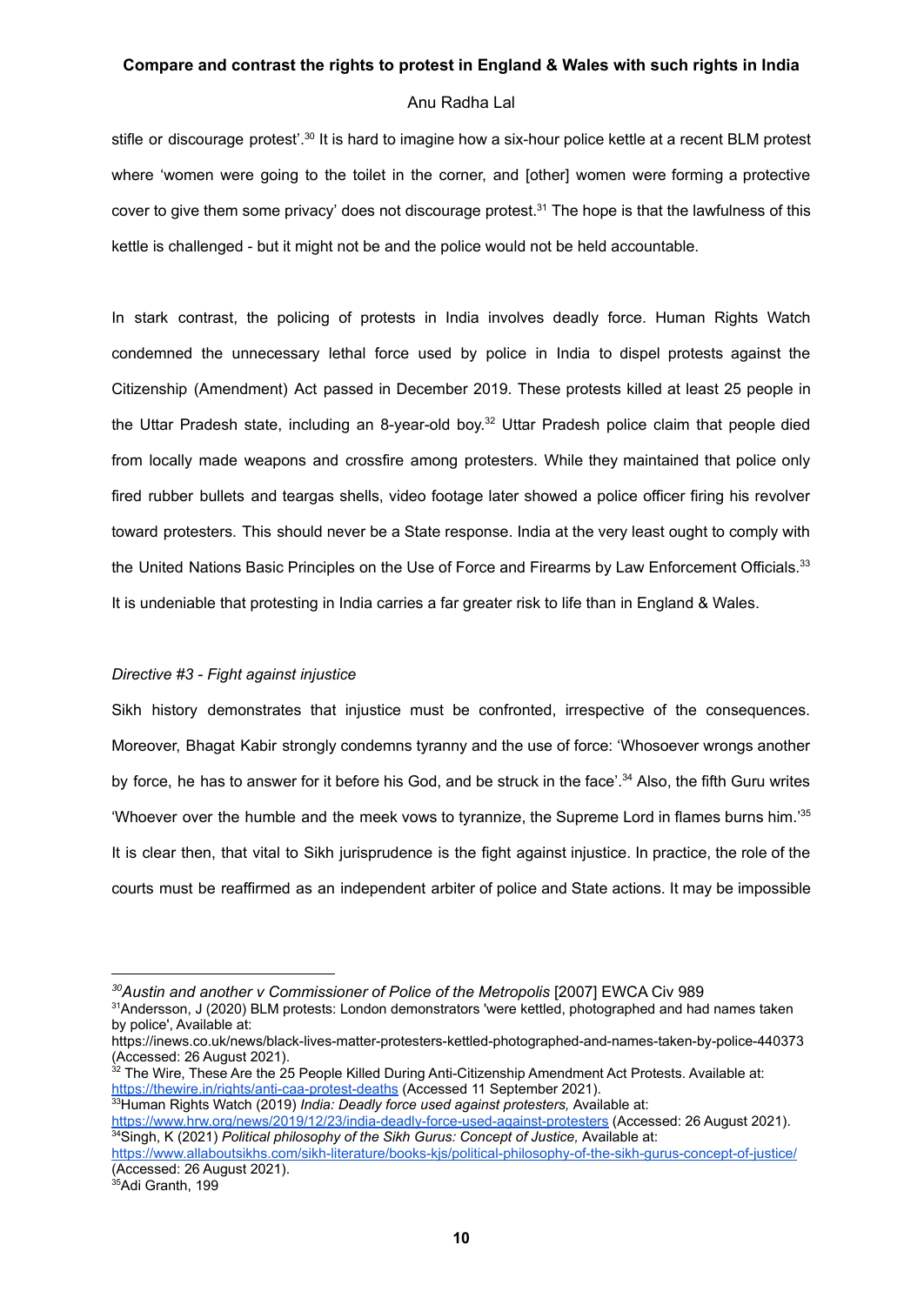stifle or discourage protest'.[30] It is hard to imagine how a six-hour police kettle at a recent BLM protest where 'women were going to the toilet in the corner, and [other] women were forming a protective cover to give them some privacy' does not discourage protest.[31] The hope is that the lawfulness of this kettle is challenged - but it might not be and the police would not be held accountable.

In stark contrast, the policing of protests in India involves deadly force. Human Rights Watch condemned the unnecessary lethal force used by police in India to dispel protests against the Citizenship (Amendment) Act passed in December 2019. These protests killed at least 25 people in the Uttar Pradesh state, including an 8-year-old boy.[32] Uttar Pradesh police claim that people died from locally made weapons and crossfire among protesters. While they maintained that police only fired rubber bullets and teargas shells, video footage later showed a police officer firing his revolver toward protesters. This should never be a State response. India at the very least ought to comply with the United Nations Basic Principles on the Use of Force and Firearms by Law Enforcement Officials.[33] It is undeniable that protesting in India carries a far greater risk to life than in England & Wales.

*Directive #3 - Fight against injustice*

Sikh history demonstrates that injustice must be confronted, irrespective of the consequences. Moreover, Bhagat Kabir strongly condemns tyranny and the use of force: 'Whosoever wrongs another by force, he has to answer for it before his God, and be struck in the face'.[34] Also, the fifth Guru writes 'Whoever over the humble and the meek vows to tyrannize, the Supreme Lord in flames burns him.'[35] It is clear then, that vital to Sikh jurisprudence is the fight against injustice. In practice, the role of the courts must be reaffirmed as an independent arbiter of police and State actions. It may be impossible

---

[30] *Austin and another v Commissioner of Police of the Metropolis* [2007] EWCA Civ 989

[31] Andersson, J (2020) BLM protests: London demonstrators 'were kettled, photographed and had names taken by police', Available at: https://inews.co.uk/news/black-lives-matter-protesters-kettled-photographed-and-names-taken-by-police-440373 (Accessed: 26 August 2021).

[32] The Wire, These Are the 25 People Killed During Anti-Citizenship Amendment Act Protests. Available at: https://thewire.in/rights/anti-caa-protest-deaths (Accessed 11 September 2021).

[33] Human Rights Watch (2019) *India: Deadly force used against protesters,* Available at: https://www.hrw.org/news/2019/12/23/india-deadly-force-used-against-protesters (Accessed: 26 August 2021).

[34] Singh, K (2021) *Political philosophy of the Sikh Gurus: Concept of Justice,* Available at: https://www.allaboutsikhs.com/sikh-literature/books-kjs/political-philosophy-of-the-sikh-gurus-concept-of-justice/ (Accessed: 26 August 2021).

[35] Adi Granth, 199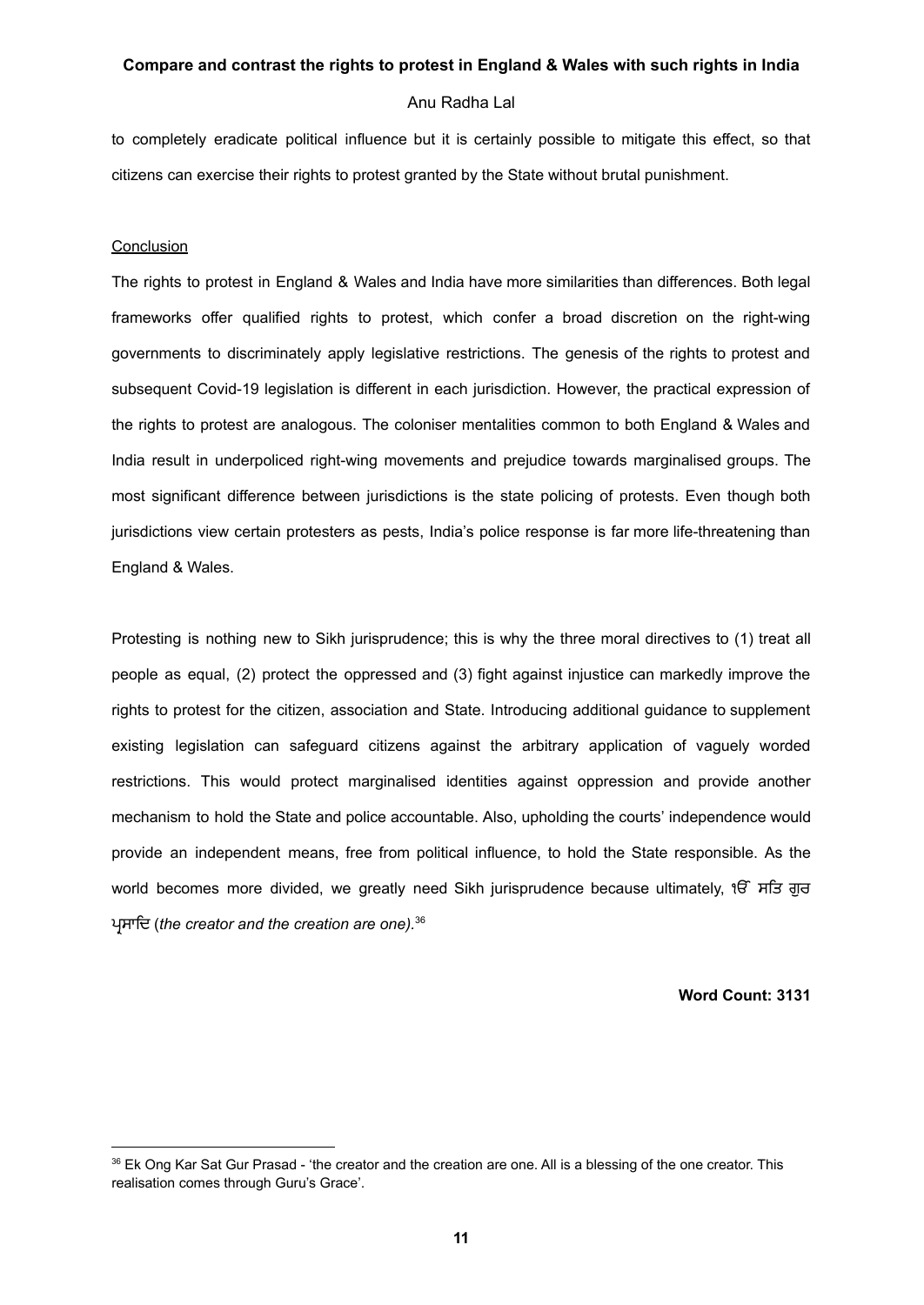to completely eradicate political influence but it is certainly possible to mitigate this effect, so that citizens can exercise their rights to protest granted by the State without brutal punishment.

## Conclusion

The rights to protest in England & Wales and India have more similarities than differences. Both legal frameworks offer qualified rights to protest, which confer a broad discretion on the right-wing governments to discriminately apply legislative restrictions. The genesis of the rights to protest and subsequent Covid-19 legislation is different in each jurisdiction. However, the practical expression of the rights to protest are analogous. The coloniser mentalities common to both England & Wales and India result in underpoliced right-wing movements and prejudice towards marginalised groups. The most significant difference between jurisdictions is the state policing of protests. Even though both jurisdictions view certain protesters as pests, India's police response is far more life-threatening than England & Wales.

Protesting is nothing new to Sikh jurisprudence; this is why the three moral directives to (1) treat all people as equal, (2) protect the oppressed and (3) fight against injustice can markedly improve the rights to protest for the citizen, association and State. Introducing additional guidance to supplement existing legislation can safeguard citizens against the arbitrary application of vaguely worded restrictions. This would protect marginalised identities against oppression and provide another mechanism to hold the State and police accountable. Also, upholding the courts' independence would provide an independent means, free from political influence, to hold the State responsible. As the world becomes more divided, we greatly need Sikh jurisprudence because ultimately, ੧ਓ ਸਤਿ ਗੁਰ ਪ੍ਰਸਾਦਿ (*the creator and the creation are one).*[36]

**Word Count: 3131**

[36] Ek Ong Kar Sat Gur Prasad - 'the creator and the creation are one. All is a blessing of the one creator. This realisation comes through Guru's Grace'.